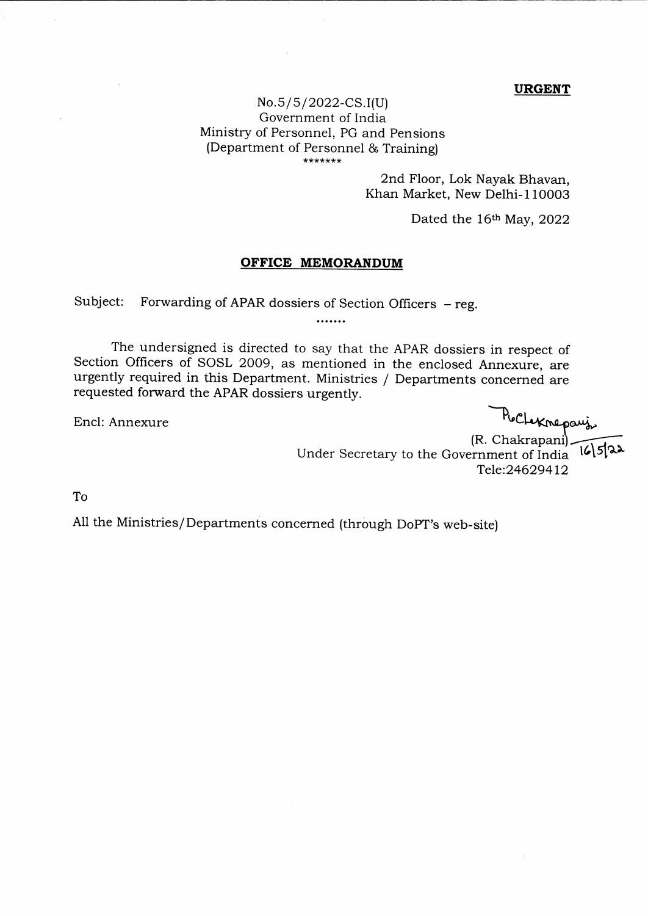**URGENT**

No.5/5/2022-CS.I(U)
Government of India
Ministry of Personnel, PG and Pensions
(Department of Personnel & Training)

*******

2nd Floor, Lok Nayak Bhavan,
Khan Market, New Delhi-110003

Dated the 16th May, 2022

## OFFICE MEMORANDUM

Subject: Forwarding of APAR dossiers of Section Officers – reg.

.......

The undersigned is directed to say that the APAR dossiers in respect of Section Officers of SOSL 2009, as mentioned in the enclosed Annexure, are urgently required in this Department. Ministries / Departments concerned are requested forward the APAR dossiers urgently.

Encl: Annexure

(R. Chakrapani) 16/5/22
Under Secretary to the Government of India
Tele:24629412

To

All the Ministries/Departments concerned (through DoPT's web-site)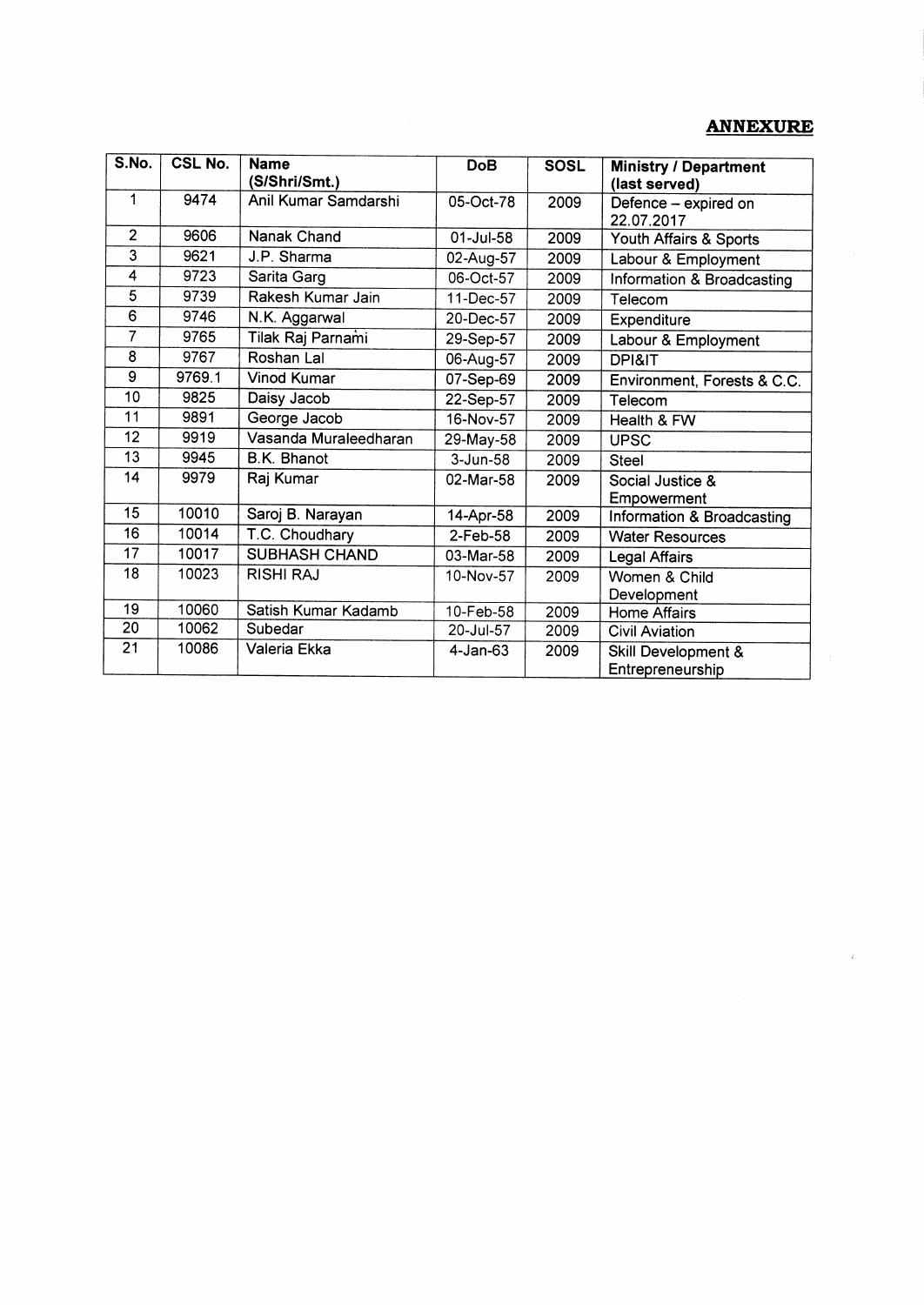**ANNEXURE**

| S.No. | CSL No. | Name (S/Shri/Smt.) | DoB | SOSL | Ministry / Department (last served) |
|---|---|---|---|---|---|
| 1 | 9474 | Anil Kumar Samdarshi | 05-Oct-78 | 2009 | Defence – expired on 22.07.2017 |
| 2 | 9606 | Nanak Chand | 01-Jul-58 | 2009 | Youth Affairs & Sports |
| 3 | 9621 | J.P. Sharma | 02-Aug-57 | 2009 | Labour & Employment |
| 4 | 9723 | Sarita Garg | 06-Oct-57 | 2009 | Information & Broadcasting |
| 5 | 9739 | Rakesh Kumar Jain | 11-Dec-57 | 2009 | Telecom |
| 6 | 9746 | N.K. Aggarwal | 20-Dec-57 | 2009 | Expenditure |
| 7 | 9765 | Tilak Raj Parnami | 29-Sep-57 | 2009 | Labour & Employment |
| 8 | 9767 | Roshan Lal | 06-Aug-57 | 2009 | DPI&IT |
| 9 | 9769.1 | Vinod Kumar | 07-Sep-69 | 2009 | Environment, Forests & C.C. |
| 10 | 9825 | Daisy Jacob | 22-Sep-57 | 2009 | Telecom |
| 11 | 9891 | George Jacob | 16-Nov-57 | 2009 | Health & FW |
| 12 | 9919 | Vasanda Muraleedharan | 29-May-58 | 2009 | UPSC |
| 13 | 9945 | B.K. Bhanot | 3-Jun-58 | 2009 | Steel |
| 14 | 9979 | Raj Kumar | 02-Mar-58 | 2009 | Social Justice & Empowerment |
| 15 | 10010 | Saroj B. Narayan | 14-Apr-58 | 2009 | Information & Broadcasting |
| 16 | 10014 | T.C. Choudhary | 2-Feb-58 | 2009 | Water Resources |
| 17 | 10017 | SUBHASH CHAND | 03-Mar-58 | 2009 | Legal Affairs |
| 18 | 10023 | RISHI RAJ | 10-Nov-57 | 2009 | Women & Child Development |
| 19 | 10060 | Satish Kumar Kadamb | 10-Feb-58 | 2009 | Home Affairs |
| 20 | 10062 | Subedar | 20-Jul-57 | 2009 | Civil Aviation |
| 21 | 10086 | Valeria Ekka | 4-Jan-63 | 2009 | Skill Development & Entrepreneurship |